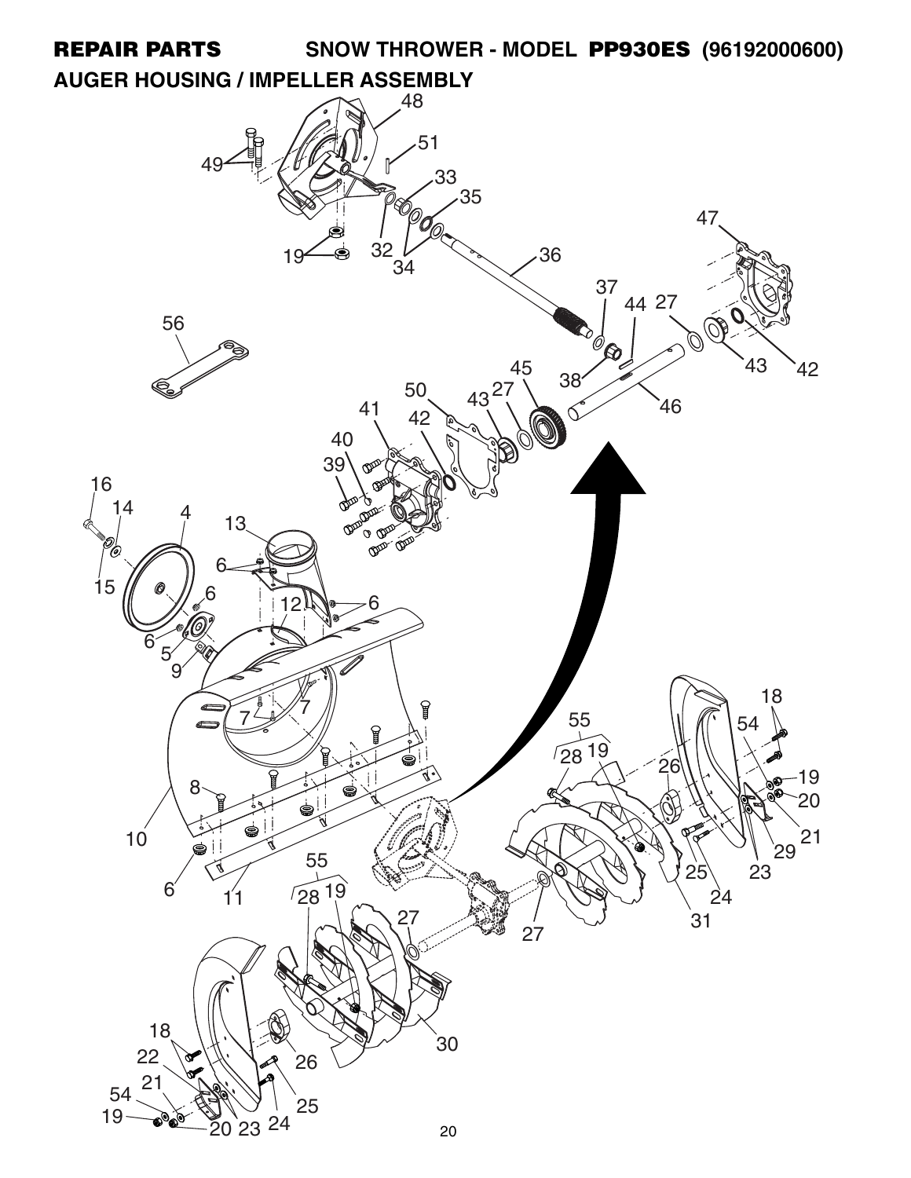**REPAIR PARTS** SNOW THROWER - MODEL **PP930ES** (96192000600)

## AUGER HOUSING / IMPELLER ASSEMBLY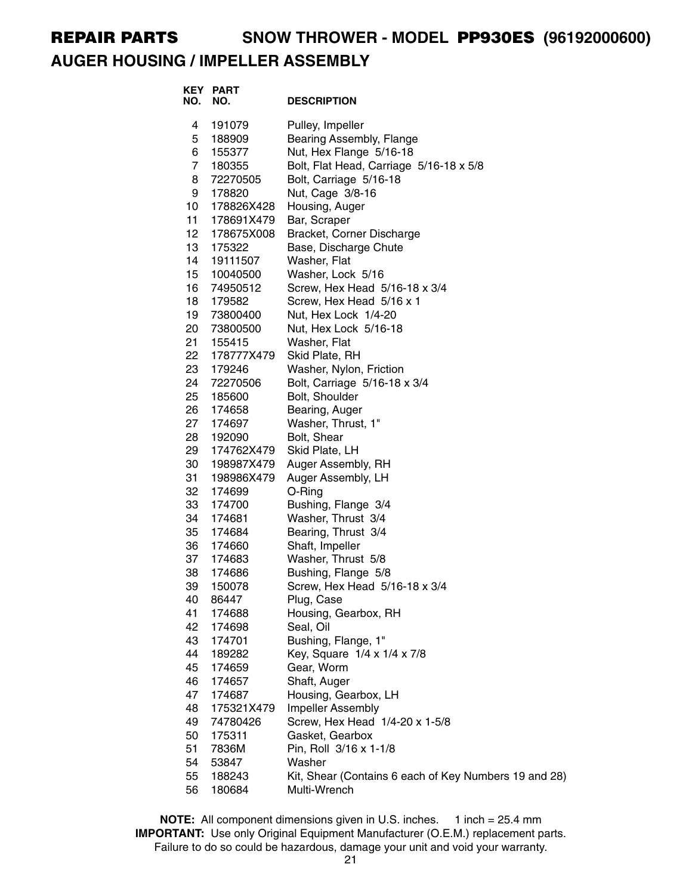# REPAIR PARTS SNOW THROWER - MODEL PP930ES (96192000600)

## AUGER HOUSING / IMPELLER ASSEMBLY

| KEY NO. | PART NO. | DESCRIPTION |
|---|---|---|
| 4 | 191079 | Pulley, Impeller |
| 5 | 188909 | Bearing Assembly, Flange |
| 6 | 155377 | Nut, Hex Flange 5/16-18 |
| 7 | 180355 | Bolt, Flat Head, Carriage 5/16-18 x 5/8 |
| 8 | 72270505 | Bolt, Carriage 5/16-18 |
| 9 | 178820 | Nut, Cage 3/8-16 |
| 10 | 178826X428 | Housing, Auger |
| 11 | 178691X479 | Bar, Scraper |
| 12 | 178675X008 | Bracket, Corner Discharge |
| 13 | 175322 | Base, Discharge Chute |
| 14 | 19111507 | Washer, Flat |
| 15 | 10040500 | Washer, Lock 5/16 |
| 16 | 74950512 | Screw, Hex Head 5/16-18 x 3/4 |
| 18 | 179582 | Screw, Hex Head 5/16 x 1 |
| 19 | 73800400 | Nut, Hex Lock 1/4-20 |
| 20 | 73800500 | Nut, Hex Lock 5/16-18 |
| 21 | 155415 | Washer, Flat |
| 22 | 178777X479 | Skid Plate, RH |
| 23 | 179246 | Washer, Nylon, Friction |
| 24 | 72270506 | Bolt, Carriage 5/16-18 x 3/4 |
| 25 | 185600 | Bolt, Shoulder |
| 26 | 174658 | Bearing, Auger |
| 27 | 174697 | Washer, Thrust, 1" |
| 28 | 192090 | Bolt, Shear |
| 29 | 174762X479 | Skid Plate, LH |
| 30 | 198987X479 | Auger Assembly, RH |
| 31 | 198986X479 | Auger Assembly, LH |
| 32 | 174699 | O-Ring |
| 33 | 174700 | Bushing, Flange 3/4 |
| 34 | 174681 | Washer, Thrust 3/4 |
| 35 | 174684 | Bearing, Thrust 3/4 |
| 36 | 174660 | Shaft, Impeller |
| 37 | 174683 | Washer, Thrust 5/8 |
| 38 | 174686 | Bushing, Flange 5/8 |
| 39 | 150078 | Screw, Hex Head 5/16-18 x 3/4 |
| 40 | 86447 | Plug, Case |
| 41 | 174688 | Housing, Gearbox, RH |
| 42 | 174698 | Seal, Oil |
| 43 | 174701 | Bushing, Flange, 1" |
| 44 | 189282 | Key, Square 1/4 x 1/4 x 7/8 |
| 45 | 174659 | Gear, Worm |
| 46 | 174657 | Shaft, Auger |
| 47 | 174687 | Housing, Gearbox, LH |
| 48 | 175321X479 | Impeller Assembly |
| 49 | 74780426 | Screw, Hex Head 1/4-20 x 1-5/8 |
| 50 | 175311 | Gasket, Gearbox |
| 51 | 7836M | Pin, Roll 3/16 x 1-1/8 |
| 54 | 53847 | Washer |
| 55 | 188243 | Kit, Shear (Contains 6 each of Key Numbers 19 and 28) |
| 56 | 180684 | Multi-Wrench |

**NOTE:** All component dimensions given in U.S. inches. 1 inch = 25.4 mm
**IMPORTANT:** Use only Original Equipment Manufacturer (O.E.M.) replacement parts. Failure to do so could be hazardous, damage your unit and void your warranty.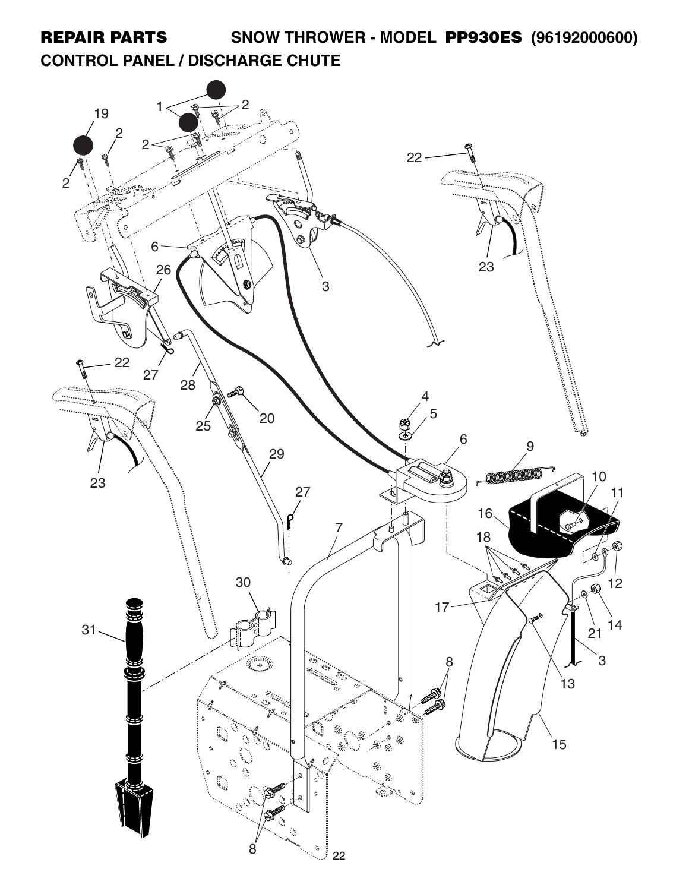**REPAIR PARTS** SNOW THROWER - MODEL **PP930ES** (96192000600)

**CONTROL PANEL / DISCHARGE CHUTE**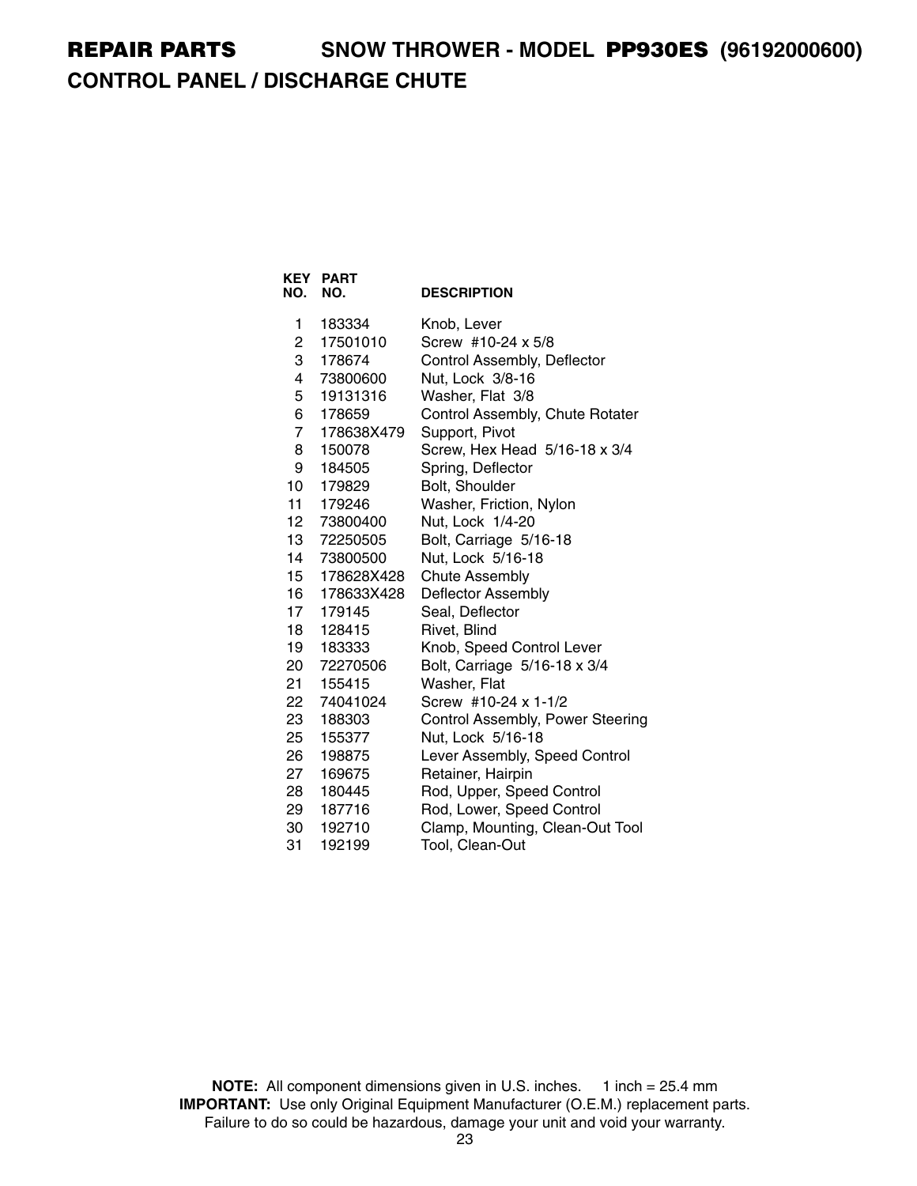# REPAIR PARTS SNOW THROWER - MODEL PP930ES (96192000600)

## CONTROL PANEL / DISCHARGE CHUTE

| KEY NO. | PART NO. | DESCRIPTION |
|---|---|---|
| 1 | 183334 | Knob, Lever |
| 2 | 17501010 | Screw #10-24 x 5/8 |
| 3 | 178674 | Control Assembly, Deflector |
| 4 | 73800600 | Nut, Lock 3/8-16 |
| 5 | 19131316 | Washer, Flat 3/8 |
| 6 | 178659 | Control Assembly, Chute Rotater |
| 7 | 178638X479 | Support, Pivot |
| 8 | 150078 | Screw, Hex Head 5/16-18 x 3/4 |
| 9 | 184505 | Spring, Deflector |
| 10 | 179829 | Bolt, Shoulder |
| 11 | 179246 | Washer, Friction, Nylon |
| 12 | 73800400 | Nut, Lock 1/4-20 |
| 13 | 72250505 | Bolt, Carriage 5/16-18 |
| 14 | 73800500 | Nut, Lock 5/16-18 |
| 15 | 178628X428 | Chute Assembly |
| 16 | 178633X428 | Deflector Assembly |
| 17 | 179145 | Seal, Deflector |
| 18 | 128415 | Rivet, Blind |
| 19 | 183333 | Knob, Speed Control Lever |
| 20 | 72270506 | Bolt, Carriage 5/16-18 x 3/4 |
| 21 | 155415 | Washer, Flat |
| 22 | 74041024 | Screw #10-24 x 1-1/2 |
| 23 | 188303 | Control Assembly, Power Steering |
| 25 | 155377 | Nut, Lock 5/16-18 |
| 26 | 198875 | Lever Assembly, Speed Control |
| 27 | 169675 | Retainer, Hairpin |
| 28 | 180445 | Rod, Upper, Speed Control |
| 29 | 187716 | Rod, Lower, Speed Control |
| 30 | 192710 | Clamp, Mounting, Clean-Out Tool |
| 31 | 192199 | Tool, Clean-Out |

**NOTE:** All component dimensions given in U.S. inches. 1 inch = 25.4 mm
**IMPORTANT:** Use only Original Equipment Manufacturer (O.E.M.) replacement parts. Failure to do so could be hazardous, damage your unit and void your warranty.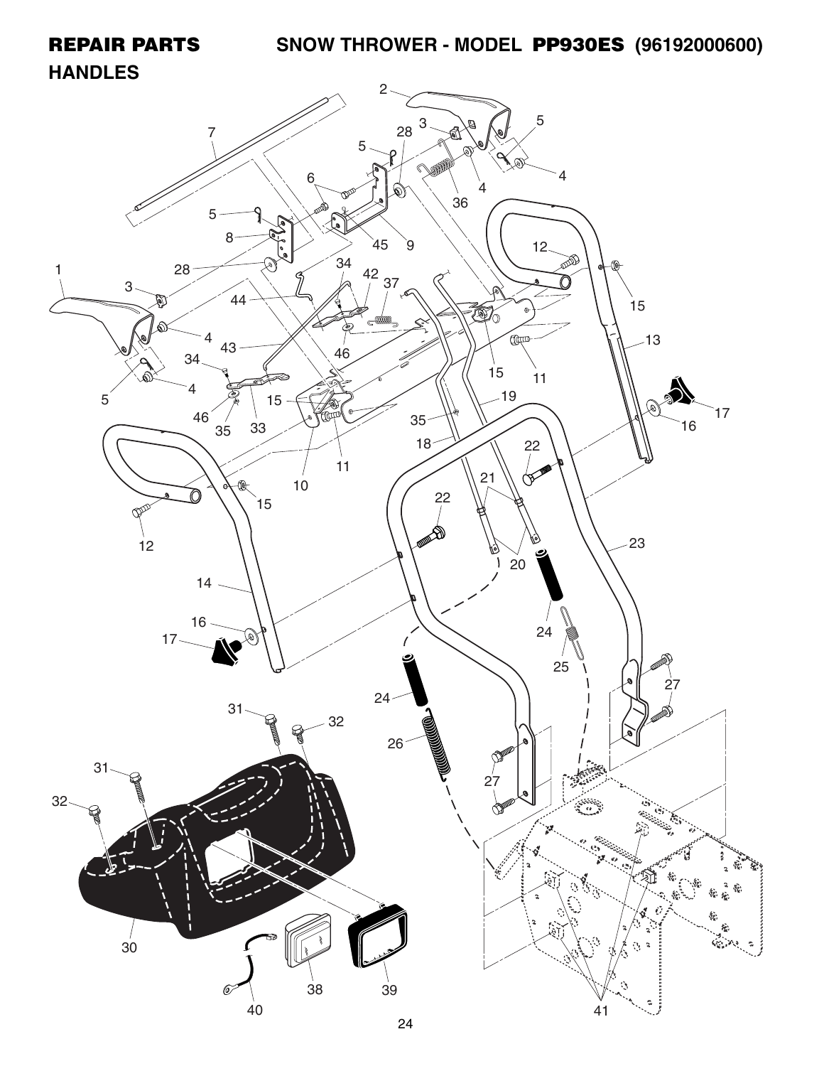# REPAIR PARTS SNOW THROWER - MODEL PP930ES (96192000600)

## HANDLES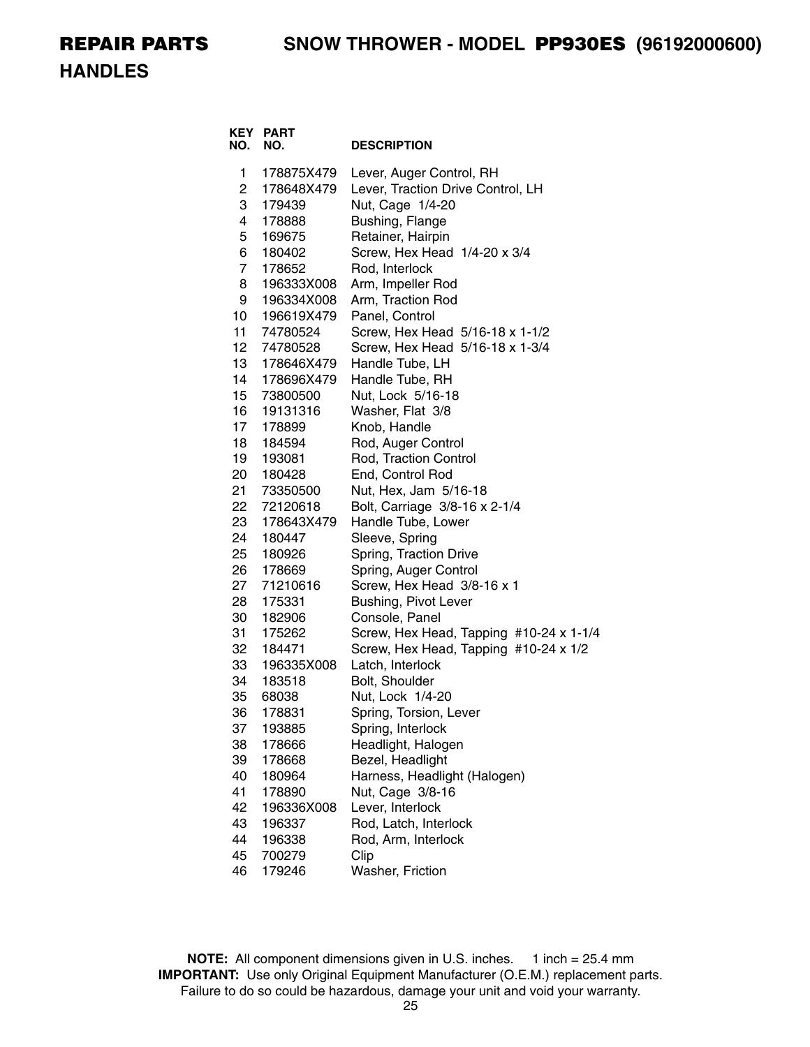# REPAIR PARTS SNOW THROWER - MODEL **PP930ES** (96192000600)

## HANDLES

| KEY NO. | PART NO. | DESCRIPTION |
|---|---|---|
| 1 | 178875X479 | Lever, Auger Control, RH |
| 2 | 178648X479 | Lever, Traction Drive Control, LH |
| 3 | 179439 | Nut, Cage 1/4-20 |
| 4 | 178888 | Bushing, Flange |
| 5 | 169675 | Retainer, Hairpin |
| 6 | 180402 | Screw, Hex Head 1/4-20 x 3/4 |
| 7 | 178652 | Rod, Interlock |
| 8 | 196333X008 | Arm, Impeller Rod |
| 9 | 196334X008 | Arm, Traction Rod |
| 10 | 196619X479 | Panel, Control |
| 11 | 74780524 | Screw, Hex Head 5/16-18 x 1-1/2 |
| 12 | 74780528 | Screw, Hex Head 5/16-18 x 1-3/4 |
| 13 | 178646X479 | Handle Tube, LH |
| 14 | 178696X479 | Handle Tube, RH |
| 15 | 73800500 | Nut, Lock 5/16-18 |
| 16 | 19131316 | Washer, Flat 3/8 |
| 17 | 178899 | Knob, Handle |
| 18 | 184594 | Rod, Auger Control |
| 19 | 193081 | Rod, Traction Control |
| 20 | 180428 | End, Control Rod |
| 21 | 73350500 | Nut, Hex, Jam 5/16-18 |
| 22 | 72120618 | Bolt, Carriage 3/8-16 x 2-1/4 |
| 23 | 178643X479 | Handle Tube, Lower |
| 24 | 180447 | Sleeve, Spring |
| 25 | 180926 | Spring, Traction Drive |
| 26 | 178669 | Spring, Auger Control |
| 27 | 71210616 | Screw, Hex Head 3/8-16 x 1 |
| 28 | 175331 | Bushing, Pivot Lever |
| 30 | 182906 | Console, Panel |
| 31 | 175262 | Screw, Hex Head, Tapping #10-24 x 1-1/4 |
| 32 | 184471 | Screw, Hex Head, Tapping #10-24 x 1/2 |
| 33 | 196335X008 | Latch, Interlock |
| 34 | 183518 | Bolt, Shoulder |
| 35 | 68038 | Nut, Lock 1/4-20 |
| 36 | 178831 | Spring, Torsion, Lever |
| 37 | 193885 | Spring, Interlock |
| 38 | 178666 | Headlight, Halogen |
| 39 | 178668 | Bezel, Headlight |
| 40 | 180964 | Harness, Headlight (Halogen) |
| 41 | 178890 | Nut, Cage 3/8-16 |
| 42 | 196336X008 | Lever, Interlock |
| 43 | 196337 | Rod, Latch, Interlock |
| 44 | 196338 | Rod, Arm, Interlock |
| 45 | 700279 | Clip |
| 46 | 179246 | Washer, Friction |

**NOTE:** All component dimensions given in U.S. inches. 1 inch = 25.4 mm
**IMPORTANT:** Use only Original Equipment Manufacturer (O.E.M.) replacement parts. Failure to do so could be hazardous, damage your unit and void your warranty.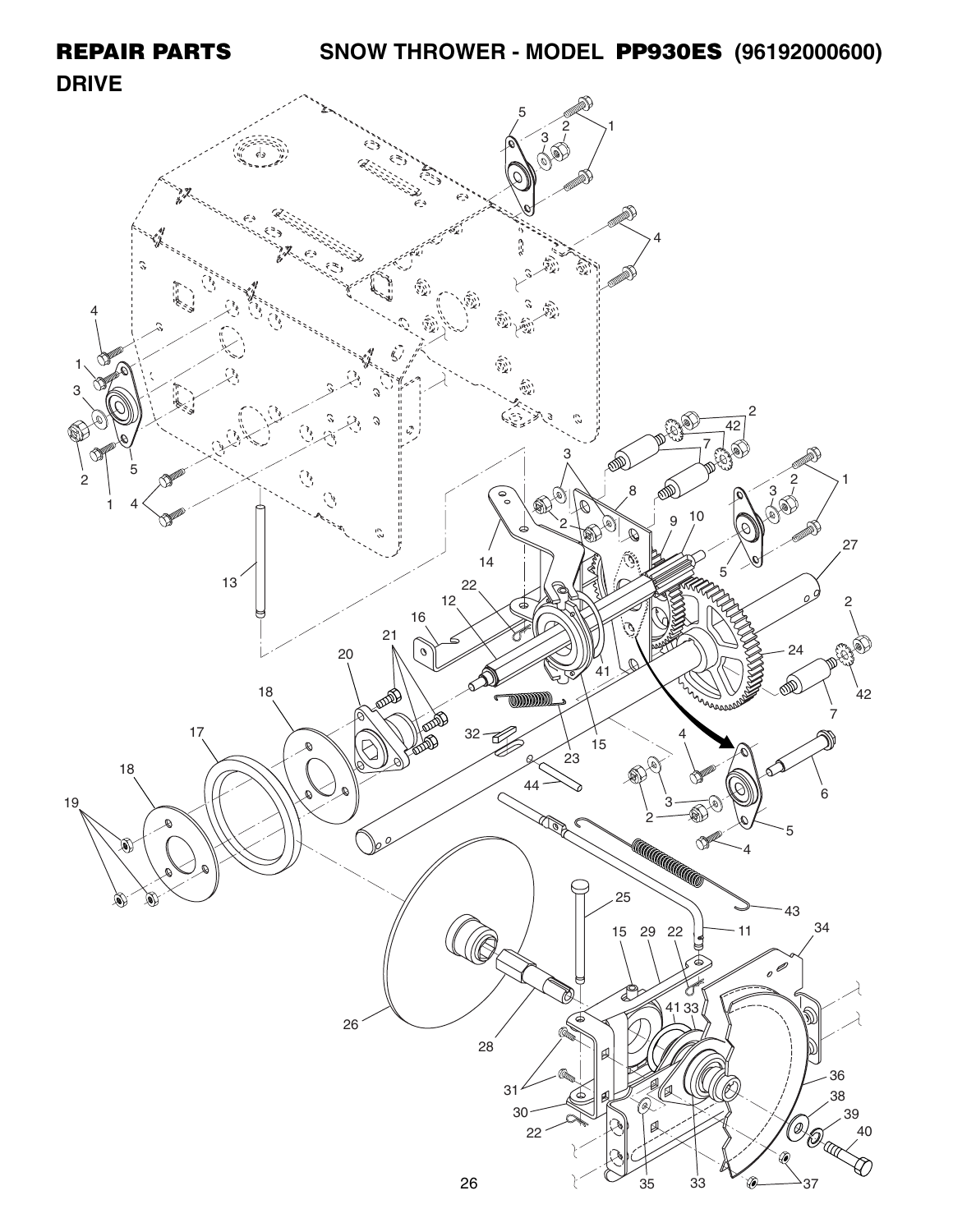# REPAIR PARTS SNOW THROWER - MODEL PP930ES (96192000600)

## DRIVE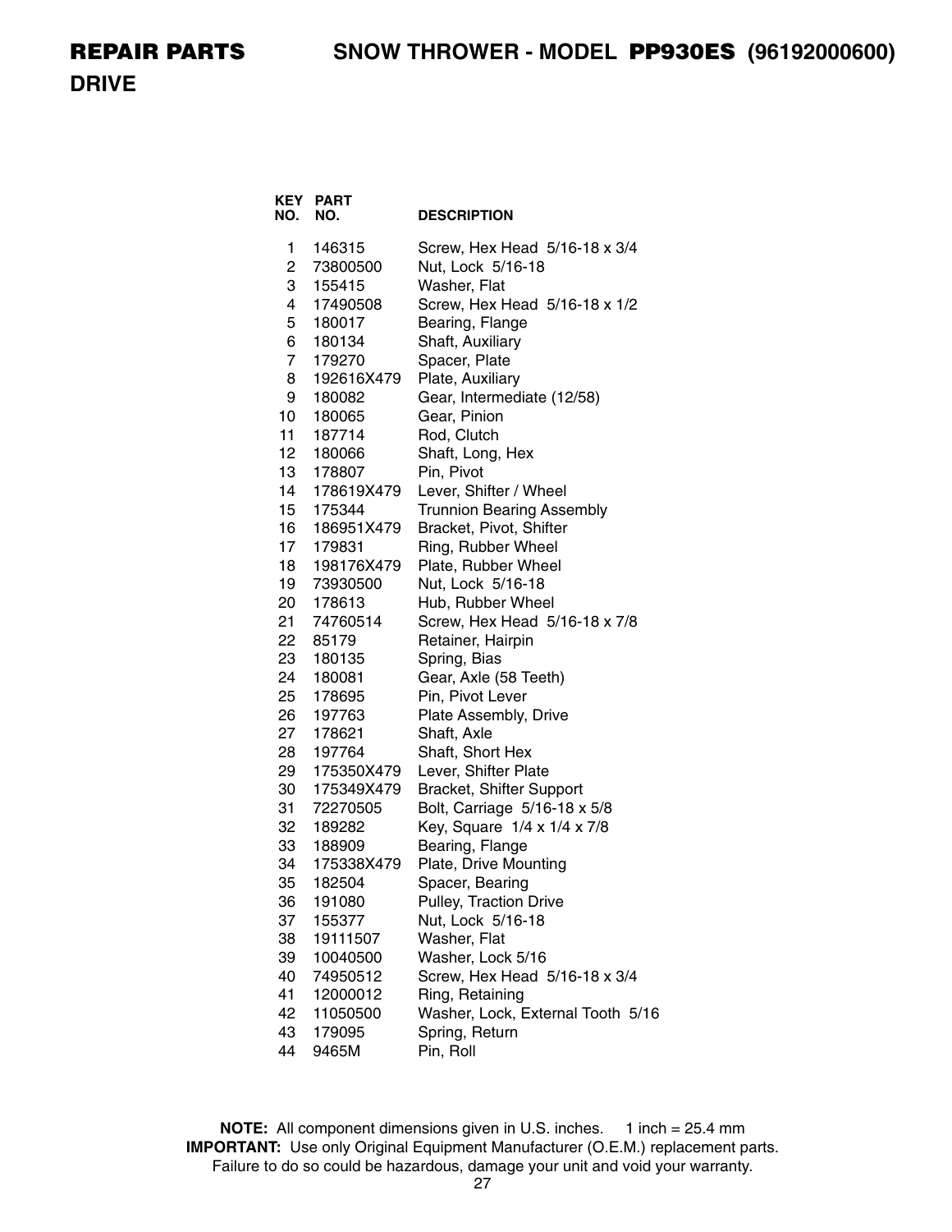# REPAIR PARTS SNOW THROWER - MODEL PP930ES (96192000600)

## DRIVE

| KEY NO. | PART NO. | DESCRIPTION |
|---|---|---|
| 1 | 146315 | Screw, Hex Head 5/16-18 x 3/4 |
| 2 | 73800500 | Nut, Lock 5/16-18 |
| 3 | 155415 | Washer, Flat |
| 4 | 17490508 | Screw, Hex Head 5/16-18 x 1/2 |
| 5 | 180017 | Bearing, Flange |
| 6 | 180134 | Shaft, Auxiliary |
| 7 | 179270 | Spacer, Plate |
| 8 | 192616X479 | Plate, Auxiliary |
| 9 | 180082 | Gear, Intermediate (12/58) |
| 10 | 180065 | Gear, Pinion |
| 11 | 187714 | Rod, Clutch |
| 12 | 180066 | Shaft, Long, Hex |
| 13 | 178807 | Pin, Pivot |
| 14 | 178619X479 | Lever, Shifter / Wheel |
| 15 | 175344 | Trunnion Bearing Assembly |
| 16 | 186951X479 | Bracket, Pivot, Shifter |
| 17 | 179831 | Ring, Rubber Wheel |
| 18 | 198176X479 | Plate, Rubber Wheel |
| 19 | 73930500 | Nut, Lock 5/16-18 |
| 20 | 178613 | Hub, Rubber Wheel |
| 21 | 74760514 | Screw, Hex Head 5/16-18 x 7/8 |
| 22 | 85179 | Retainer, Hairpin |
| 23 | 180135 | Spring, Bias |
| 24 | 180081 | Gear, Axle (58 Teeth) |
| 25 | 178695 | Pin, Pivot Lever |
| 26 | 197763 | Plate Assembly, Drive |
| 27 | 178621 | Shaft, Axle |
| 28 | 197764 | Shaft, Short Hex |
| 29 | 175350X479 | Lever, Shifter Plate |
| 30 | 175349X479 | Bracket, Shifter Support |
| 31 | 72270505 | Bolt, Carriage 5/16-18 x 5/8 |
| 32 | 189282 | Key, Square 1/4 x 1/4 x 7/8 |
| 33 | 188909 | Bearing, Flange |
| 34 | 175338X479 | Plate, Drive Mounting |
| 35 | 182504 | Spacer, Bearing |
| 36 | 191080 | Pulley, Traction Drive |
| 37 | 155377 | Nut, Lock 5/16-18 |
| 38 | 19111507 | Washer, Flat |
| 39 | 10040500 | Washer, Lock 5/16 |
| 40 | 74950512 | Screw, Hex Head 5/16-18 x 3/4 |
| 41 | 12000012 | Ring, Retaining |
| 42 | 11050500 | Washer, Lock, External Tooth 5/16 |
| 43 | 179095 | Spring, Return |
| 44 | 9465M | Pin, Roll |

**NOTE:** All component dimensions given in U.S. inches. 1 inch = 25.4 mm
**IMPORTANT:** Use only Original Equipment Manufacturer (O.E.M.) replacement parts. Failure to do so could be hazardous, damage your unit and void your warranty.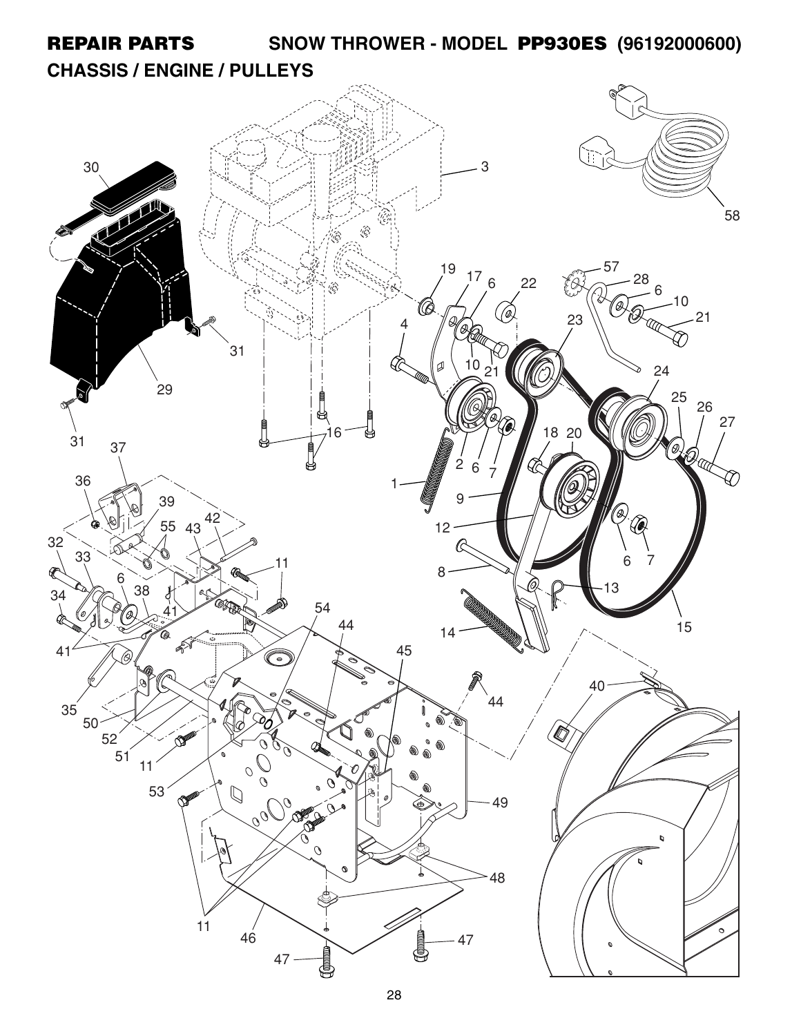# REPAIR PARTS SNOW THROWER - MODEL **PP930ES** (96192000600)

## CHASSIS / ENGINE / PULLEYS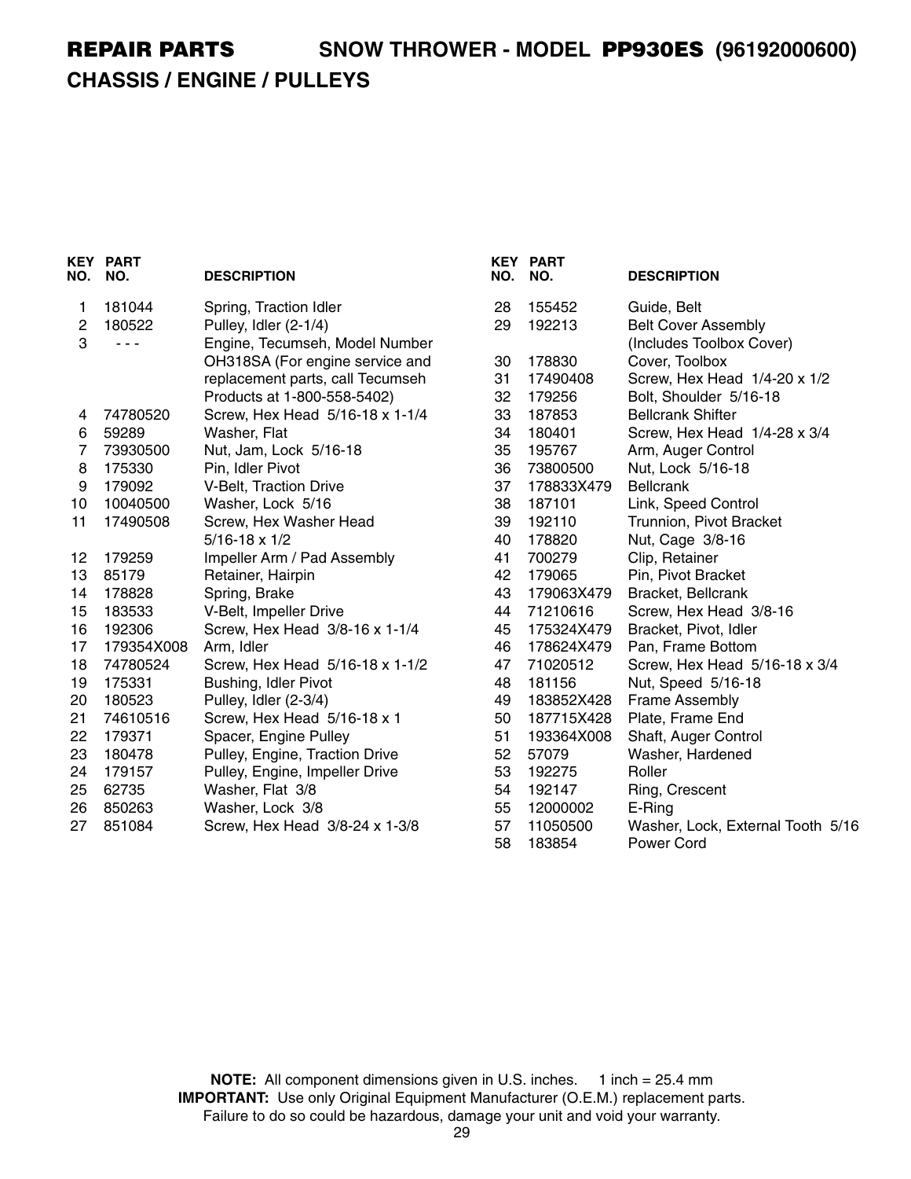# REPAIR PARTS SNOW THROWER - MODEL PP930ES (96192000600)

## CHASSIS / ENGINE / PULLEYS

| KEY NO. | PART NO. | DESCRIPTION |
|---|---|---|
| 1 | 181044 | Spring, Traction Idler |
| 2 | 180522 | Pulley, Idler (2-1/4) |
| 3 | - - - | Engine, Tecumseh, Model Number OH318SA (For engine service and replacement parts, call Tecumseh Products at 1-800-558-5402) |
| 4 | 74780520 | Screw, Hex Head 5/16-18 x 1-1/4 |
| 6 | 59289 | Washer, Flat |
| 7 | 73930500 | Nut, Jam, Lock 5/16-18 |
| 8 | 175330 | Pin, Idler Pivot |
| 9 | 179092 | V-Belt, Traction Drive |
| 10 | 10040500 | Washer, Lock 5/16 |
| 11 | 17490508 | Screw, Hex Washer Head 5/16-18 x 1/2 |
| 12 | 179259 | Impeller Arm / Pad Assembly |
| 13 | 85179 | Retainer, Hairpin |
| 14 | 178828 | Spring, Brake |
| 15 | 183533 | V-Belt, Impeller Drive |
| 16 | 192306 | Screw, Hex Head 3/8-16 x 1-1/4 |
| 17 | 179354X008 | Arm, Idler |
| 18 | 74780524 | Screw, Hex Head 5/16-18 x 1-1/2 |
| 19 | 175331 | Bushing, Idler Pivot |
| 20 | 180523 | Pulley, Idler (2-3/4) |
| 21 | 74610516 | Screw, Hex Head 5/16-18 x 1 |
| 22 | 179371 | Spacer, Engine Pulley |
| 23 | 180478 | Pulley, Engine, Traction Drive |
| 24 | 179157 | Pulley, Engine, Impeller Drive |
| 25 | 62735 | Washer, Flat 3/8 |
| 26 | 850263 | Washer, Lock 3/8 |
| 27 | 851084 | Screw, Hex Head 3/8-24 x 1-3/8 |
| 28 | 155452 | Guide, Belt |
| 29 | 192213 | Belt Cover Assembly (Includes Toolbox Cover) |
| 30 | 178830 | Cover, Toolbox |
| 31 | 17490408 | Screw, Hex Head 1/4-20 x 1/2 |
| 32 | 179256 | Bolt, Shoulder 5/16-18 |
| 33 | 187853 | Bellcrank Shifter |
| 34 | 180401 | Screw, Hex Head 1/4-28 x 3/4 |
| 35 | 195767 | Arm, Auger Control |
| 36 | 73800500 | Nut, Lock 5/16-18 |
| 37 | 178833X479 | Bellcrank |
| 38 | 187101 | Link, Speed Control |
| 39 | 192110 | Trunnion, Pivot Bracket |
| 40 | 178820 | Nut, Cage 3/8-16 |
| 41 | 700279 | Clip, Retainer |
| 42 | 179065 | Pin, Pivot Bracket |
| 43 | 179063X479 | Bracket, Bellcrank |
| 44 | 71210616 | Screw, Hex Head 3/8-16 |
| 45 | 175324X479 | Bracket, Pivot, Idler |
| 46 | 178624X479 | Pan, Frame Bottom |
| 47 | 71020512 | Screw, Hex Head 5/16-18 x 3/4 |
| 48 | 181156 | Nut, Speed 5/16-18 |
| 49 | 183852X428 | Frame Assembly |
| 50 | 187715X428 | Plate, Frame End |
| 51 | 193364X008 | Shaft, Auger Control |
| 52 | 57079 | Washer, Hardened |
| 53 | 192275 | Roller |
| 54 | 192147 | Ring, Crescent |
| 55 | 12000002 | E-Ring |
| 57 | 11050500 | Washer, Lock, External Tooth 5/16 |
| 58 | 183854 | Power Cord |

**NOTE:** All component dimensions given in U.S. inches. 1 inch = 25.4 mm
**IMPORTANT:** Use only Original Equipment Manufacturer (O.E.M.) replacement parts. Failure to do so could be hazardous, damage your unit and void your warranty.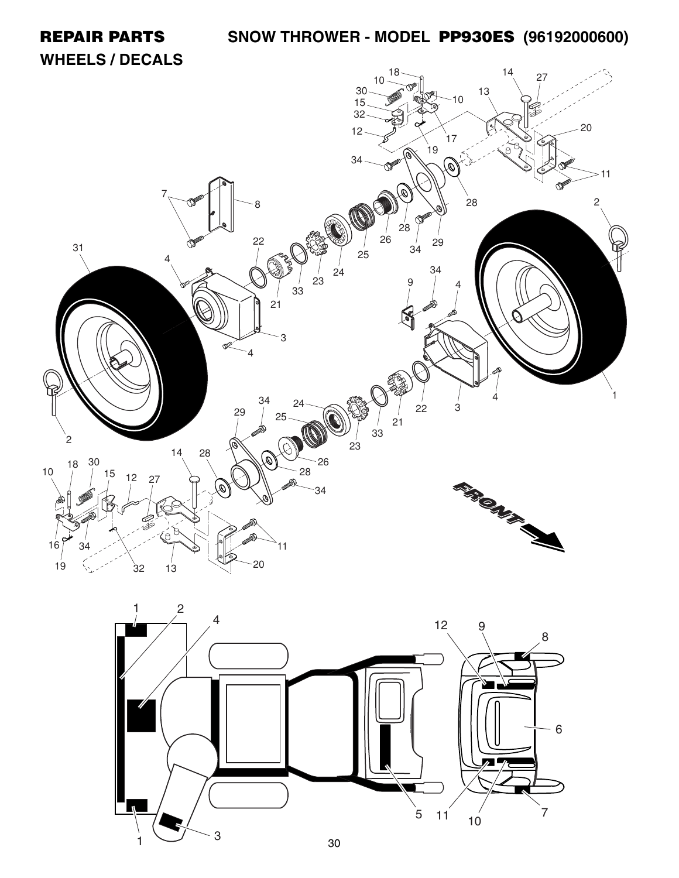# REPAIR PARTS SNOW THROWER - MODEL PP930ES (96192000600)

## WHEELS / DECALS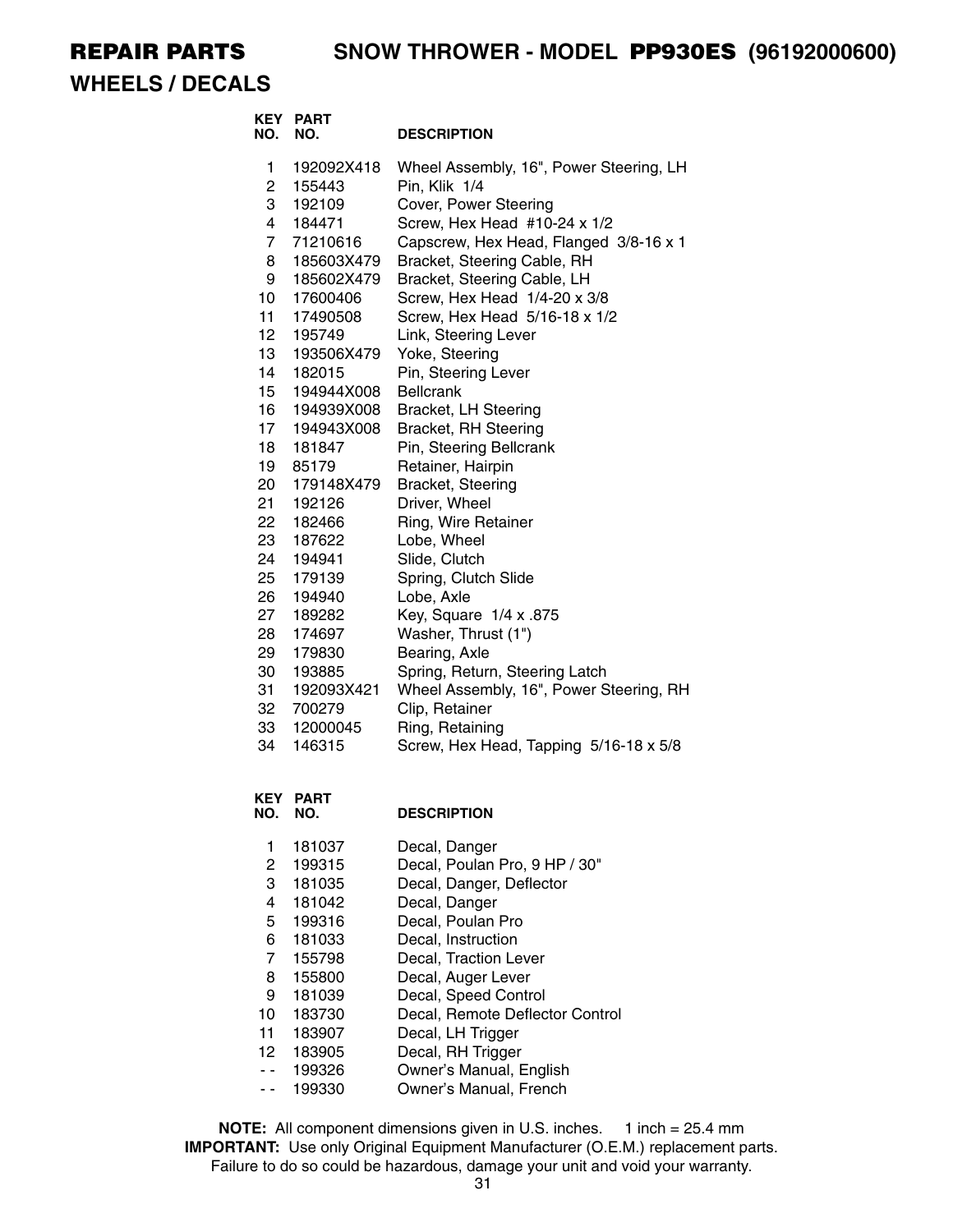# REPAIR PARTS SNOW THROWER - MODEL PP930ES (96192000600)

## WHEELS / DECALS

| KEY NO. | PART NO. | DESCRIPTION |
|---|---|---|
| 1 | 192092X418 | Wheel Assembly, 16", Power Steering, LH |
| 2 | 155443 | Pin, Klik 1/4 |
| 3 | 192109 | Cover, Power Steering |
| 4 | 184471 | Screw, Hex Head #10-24 x 1/2 |
| 7 | 71210616 | Capscrew, Hex Head, Flanged 3/8-16 x 1 |
| 8 | 185603X479 | Bracket, Steering Cable, RH |
| 9 | 185602X479 | Bracket, Steering Cable, LH |
| 10 | 17600406 | Screw, Hex Head 1/4-20 x 3/8 |
| 11 | 17490508 | Screw, Hex Head 5/16-18 x 1/2 |
| 12 | 195749 | Link, Steering Lever |
| 13 | 193506X479 | Yoke, Steering |
| 14 | 182015 | Pin, Steering Lever |
| 15 | 194944X008 | Bellcrank |
| 16 | 194939X008 | Bracket, LH Steering |
| 17 | 194943X008 | Bracket, RH Steering |
| 18 | 181847 | Pin, Steering Bellcrank |
| 19 | 85179 | Retainer, Hairpin |
| 20 | 179148X479 | Bracket, Steering |
| 21 | 192126 | Driver, Wheel |
| 22 | 182466 | Ring, Wire Retainer |
| 23 | 187622 | Lobe, Wheel |
| 24 | 194941 | Slide, Clutch |
| 25 | 179139 | Spring, Clutch Slide |
| 26 | 194940 | Lobe, Axle |
| 27 | 189282 | Key, Square 1/4 x .875 |
| 28 | 174697 | Washer, Thrust (1") |
| 29 | 179830 | Bearing, Axle |
| 30 | 193885 | Spring, Return, Steering Latch |
| 31 | 192093X421 | Wheel Assembly, 16", Power Steering, RH |
| 32 | 700279 | Clip, Retainer |
| 33 | 12000045 | Ring, Retaining |
| 34 | 146315 | Screw, Hex Head, Tapping 5/16-18 x 5/8 |

| KEY NO. | PART NO. | DESCRIPTION |
|---|---|---|
| 1 | 181037 | Decal, Danger |
| 2 | 199315 | Decal, Poulan Pro, 9 HP / 30" |
| 3 | 181035 | Decal, Danger, Deflector |
| 4 | 181042 | Decal, Danger |
| 5 | 199316 | Decal, Poulan Pro |
| 6 | 181033 | Decal, Instruction |
| 7 | 155798 | Decal, Traction Lever |
| 8 | 155800 | Decal, Auger Lever |
| 9 | 181039 | Decal, Speed Control |
| 10 | 183730 | Decal, Remote Deflector Control |
| 11 | 183907 | Decal, LH Trigger |
| 12 | 183905 | Decal, RH Trigger |
| - - | 199326 | Owner's Manual, English |
| - - | 199330 | Owner's Manual, French |

**NOTE:** All component dimensions given in U.S. inches. 1 inch = 25.4 mm
**IMPORTANT:** Use only Original Equipment Manufacturer (O.E.M.) replacement parts. Failure to do so could be hazardous, damage your unit and void your warranty.